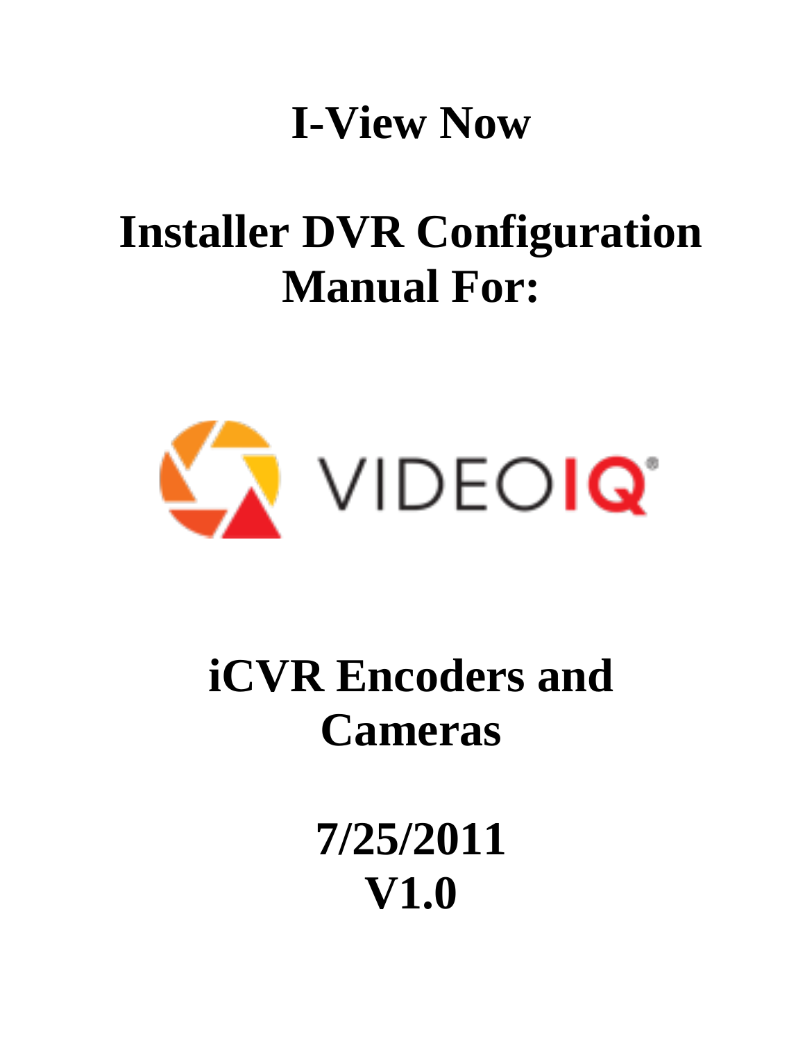# I-View Now

# Installer DVR Configuration Manual For:

VIDEOIQ

# iCVR Encoders and Cameras

# 7/25/2011
# V1.0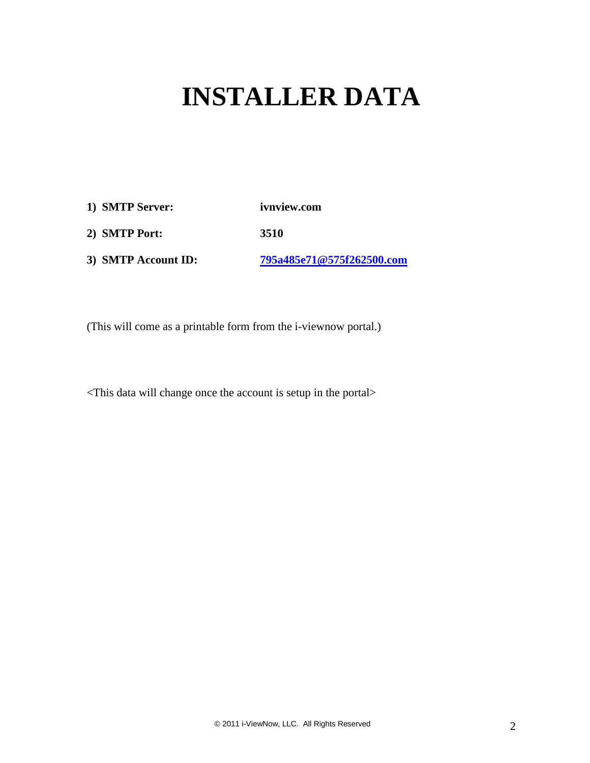# INSTALLER DATA

1) **SMTP Server:** **ivnview.com**
2) **SMTP Port:** **3510**
3) **SMTP Account ID:** **795a485e71@575f262500.com**

(This will come as a printable form from the i-viewnow portal.)

<This data will change once the account is setup in the portal>

© 2011 i-ViewNow, LLC. All Rights Reserved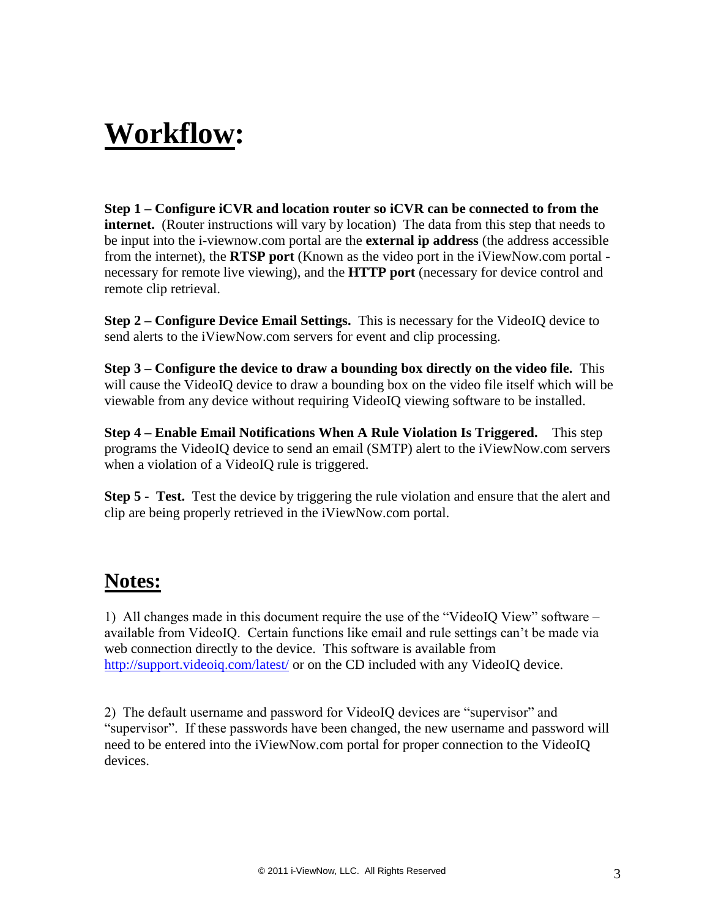# Workflow:

**Step 1 – Configure iCVR and location router so iCVR can be connected to from the internet.** (Router instructions will vary by location) The data from this step that needs to be input into the i-viewnow.com portal are the **external ip address** (the address accessible from the internet), the **RTSP port** (Known as the video port in the iViewNow.com portal - necessary for remote live viewing), and the **HTTP port** (necessary for device control and remote clip retrieval.

**Step 2 – Configure Device Email Settings.** This is necessary for the VideoIQ device to send alerts to the iViewNow.com servers for event and clip processing.

**Step 3 – Configure the device to draw a bounding box directly on the video file.** This will cause the VideoIQ device to draw a bounding box on the video file itself which will be viewable from any device without requiring VideoIQ viewing software to be installed.

**Step 4 – Enable Email Notifications When A Rule Violation Is Triggered.** This step programs the VideoIQ device to send an email (SMTP) alert to the iViewNow.com servers when a violation of a VideoIQ rule is triggered.

**Step 5 - Test.** Test the device by triggering the rule violation and ensure that the alert and clip are being properly retrieved in the iViewNow.com portal.

## Notes:

1) All changes made in this document require the use of the "VideoIQ View" software – available from VideoIQ. Certain functions like email and rule settings can't be made via web connection directly to the device. This software is available from http://support.videoiq.com/latest/ or on the CD included with any VideoIQ device.

2) The default username and password for VideoIQ devices are "supervisor" and "supervisor". If these passwords have been changed, the new username and password will need to be entered into the iViewNow.com portal for proper connection to the VideoIQ devices.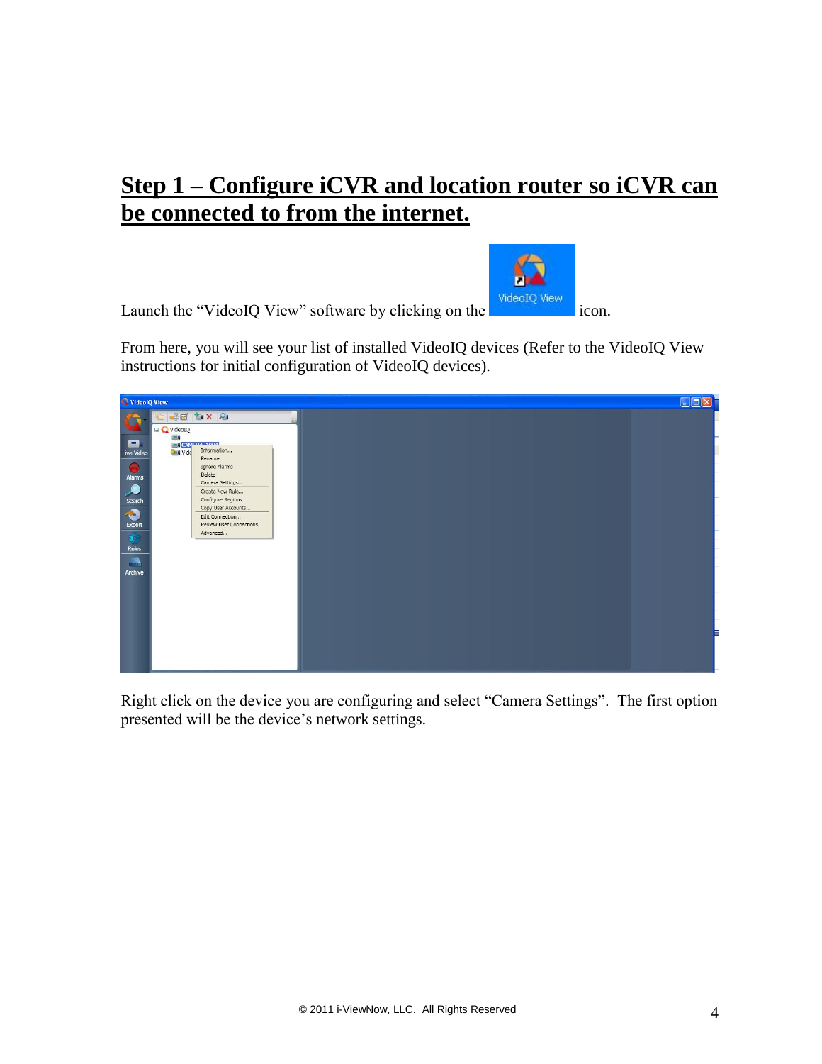# Step 1 – Configure iCVR and location router so iCVR can be connected to from the internet.

Launch the "VideoIQ View" software by clicking on the icon.

From here, you will see your list of installed VideoIQ devices (Refer to the VideoIQ View instructions for initial configuration of VideoIQ devices).

Right click on the device you are configuring and select "Camera Settings". The first option presented will be the device's network settings.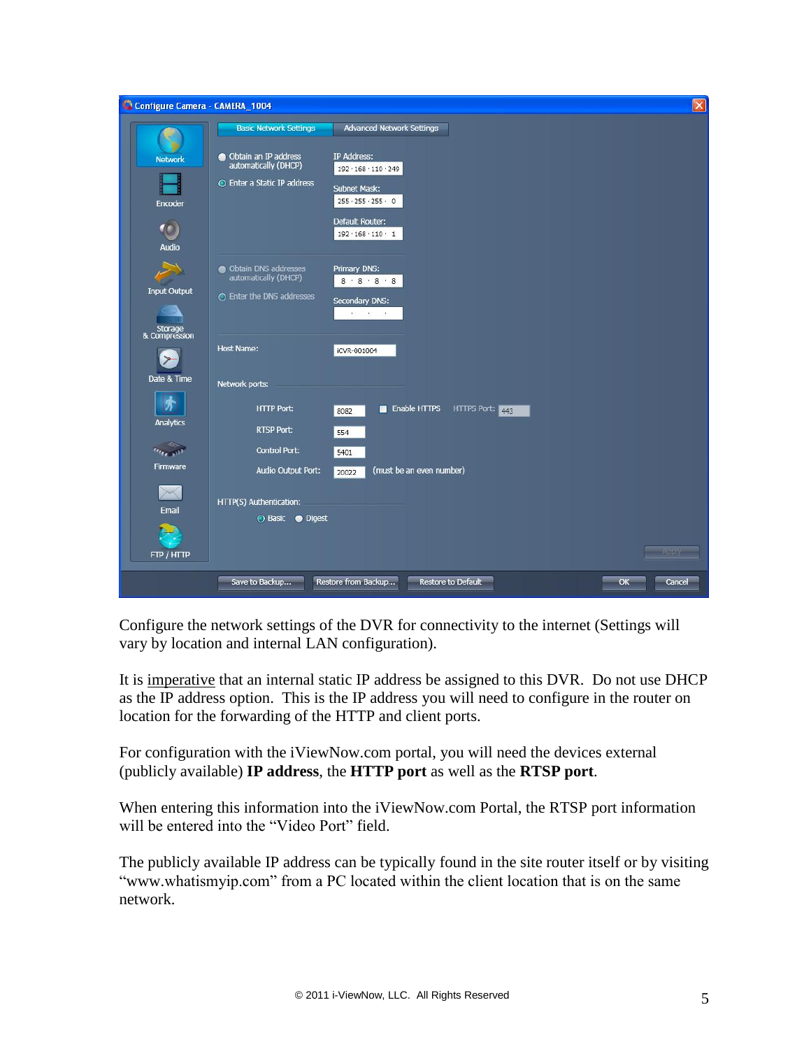Configure the network settings of the DVR for connectivity to the internet (Settings will vary by location and internal LAN configuration).

It is imperative that an internal static IP address be assigned to this DVR. Do not use DHCP as the IP address option. This is the IP address you will need to configure in the router on location for the forwarding of the HTTP and client ports.

For configuration with the iViewNow.com portal, you will need the devices external (publicly available) **IP address**, the **HTTP port** as well as the **RTSP port**.

When entering this information into the iViewNow.com Portal, the RTSP port information will be entered into the "Video Port" field.

The publicly available IP address can be typically found in the site router itself or by visiting "www.whatismyip.com" from a PC located within the client location that is on the same network.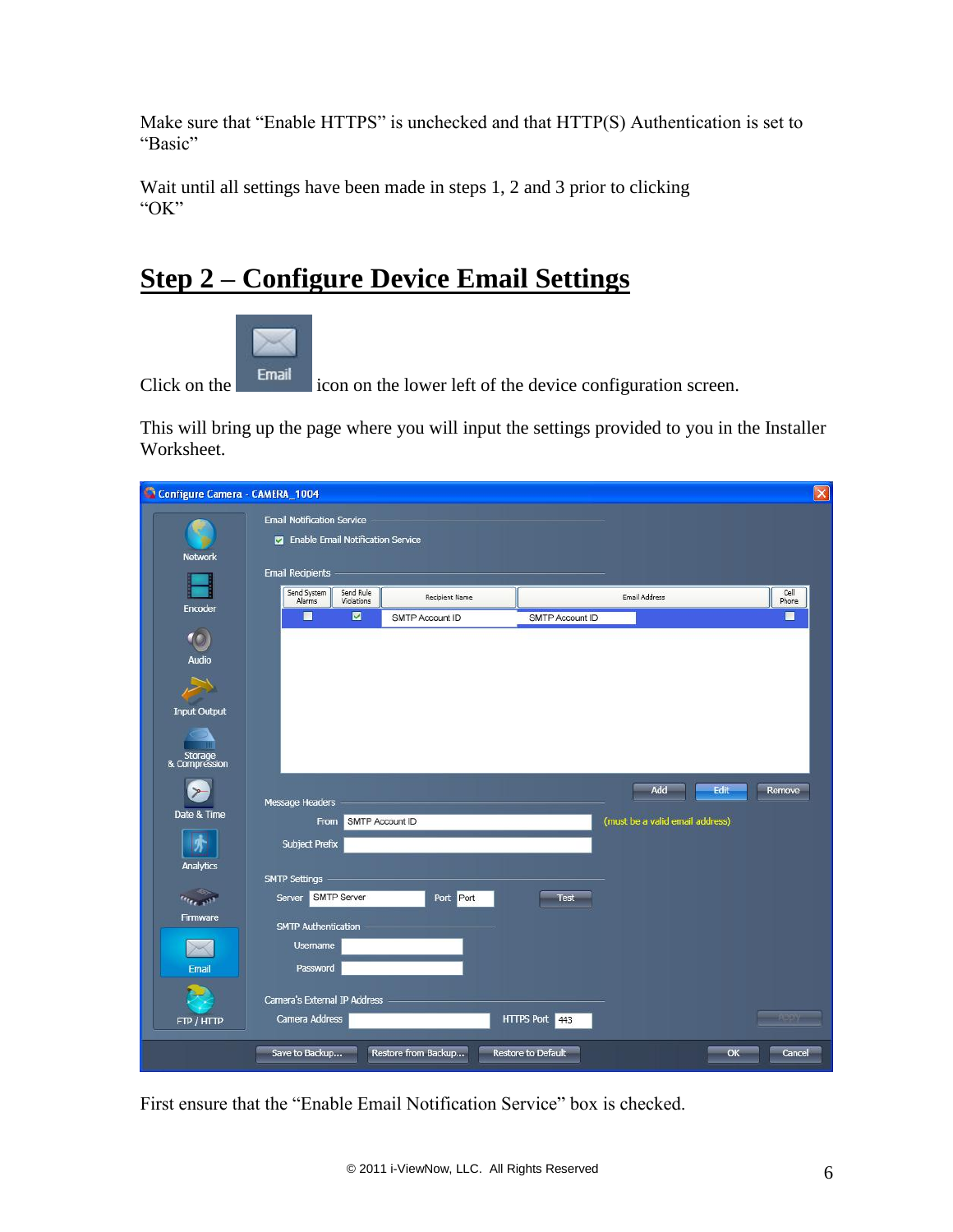Make sure that "Enable HTTPS" is unchecked and that HTTP(S) Authentication is set to "Basic"

Wait until all settings have been made in steps 1, 2 and 3 prior to clicking "OK"

## Step 2 – Configure Device Email Settings

Click on the Email icon on the lower left of the device configuration screen.

This will bring up the page where you will input the settings provided to you in the Installer Worksheet.

First ensure that the "Enable Email Notification Service" box is checked.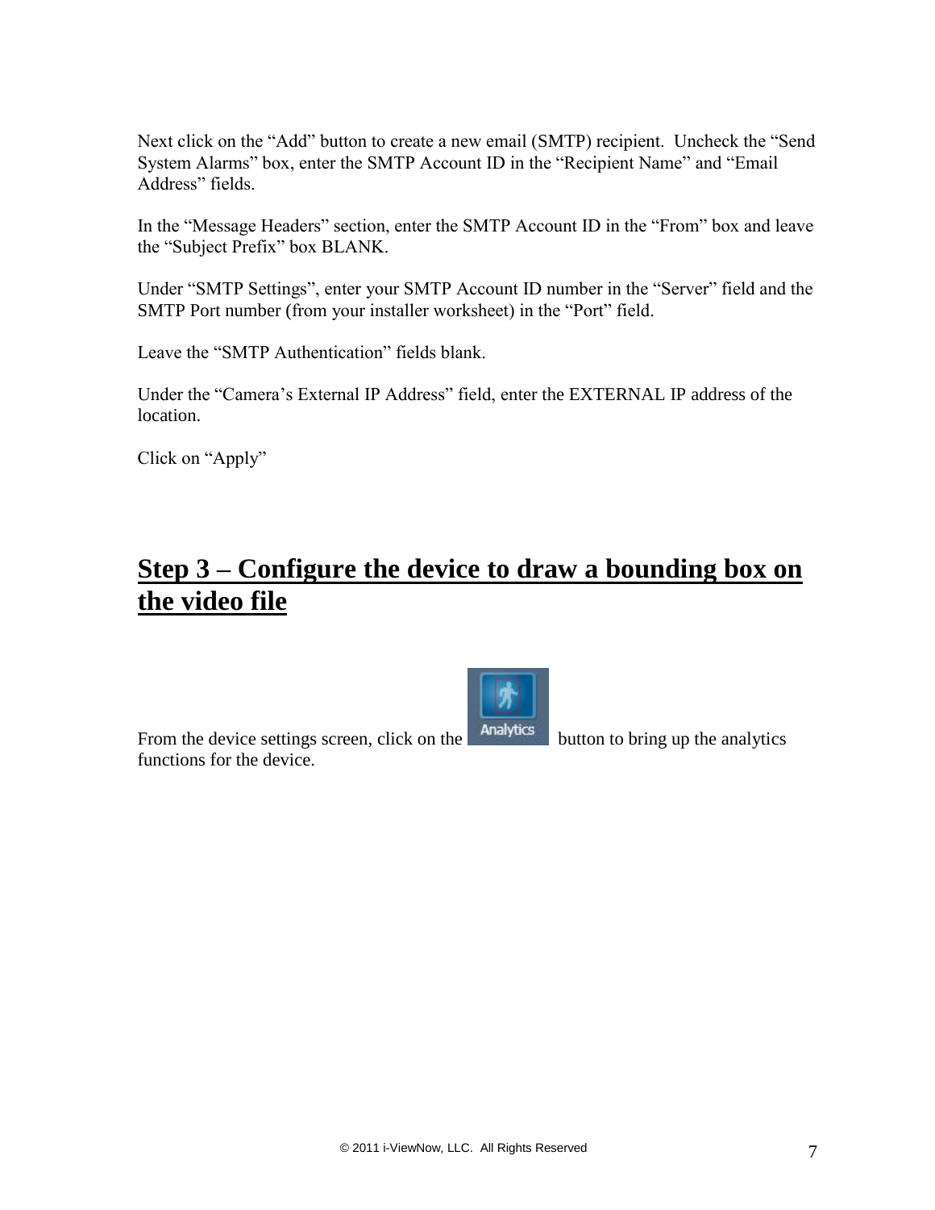Next click on the “Add” button to create a new email (SMTP) recipient. Uncheck the “Send System Alarms” box, enter the SMTP Account ID in the “Recipient Name” and “Email Address” fields.

In the “Message Headers” section, enter the SMTP Account ID in the “From” box and leave the “Subject Prefix” box BLANK.

Under “SMTP Settings”, enter your SMTP Account ID number in the “Server” field and the SMTP Port number (from your installer worksheet) in the “Port” field.

Leave the “SMTP Authentication” fields blank.

Under the “Camera’s External IP Address” field, enter the EXTERNAL IP address of the location.

Click on “Apply”

## Step 3 – Configure the device to draw a bounding box on the video file

From the device settings screen, click on the Analytics button to bring up the analytics functions for the device.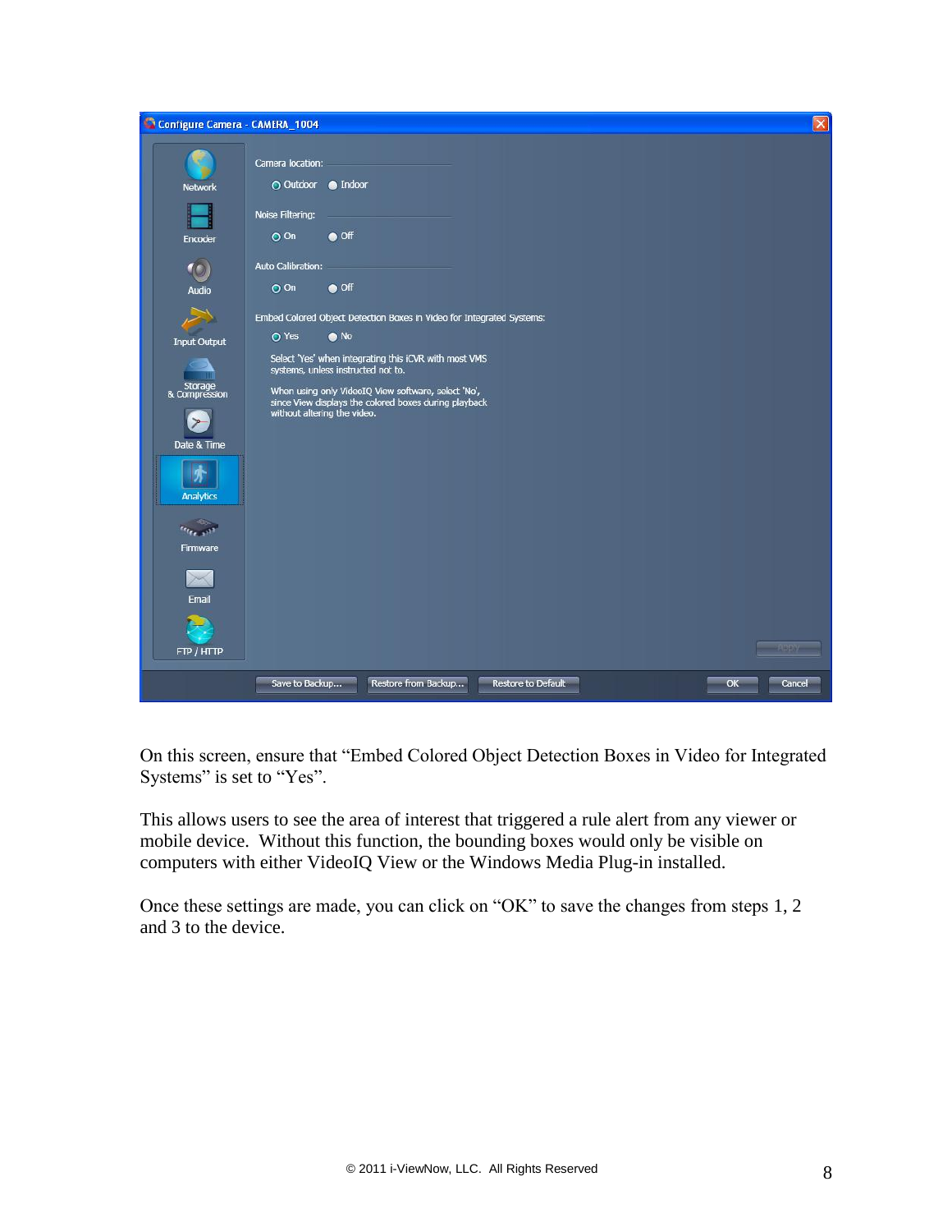On this screen, ensure that “Embed Colored Object Detection Boxes in Video for Integrated Systems” is set to “Yes”.

This allows users to see the area of interest that triggered a rule alert from any viewer or mobile device.  Without this function, the bounding boxes would only be visible on computers with either VideoIQ View or the Windows Media Plug-in installed.

Once these settings are made, you can click on “OK” to save the changes from steps 1, 2 and 3 to the device.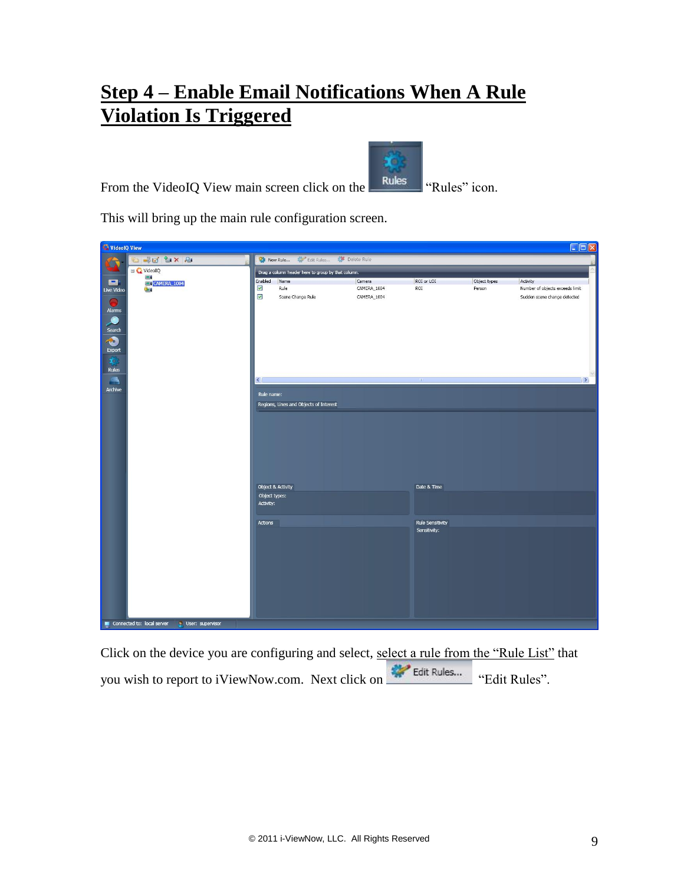# Step 4 – Enable Email Notifications When A Rule Violation Is Triggered

From the VideoIQ View main screen click on the "Rules" icon.

This will bring up the main rule configuration screen.

Click on the device you are configuring and select, select a rule from the "Rule List" that you wish to report to iViewNow.com. Next click on "Edit Rules".

© 2011 i-ViewNow, LLC. All Rights Reserved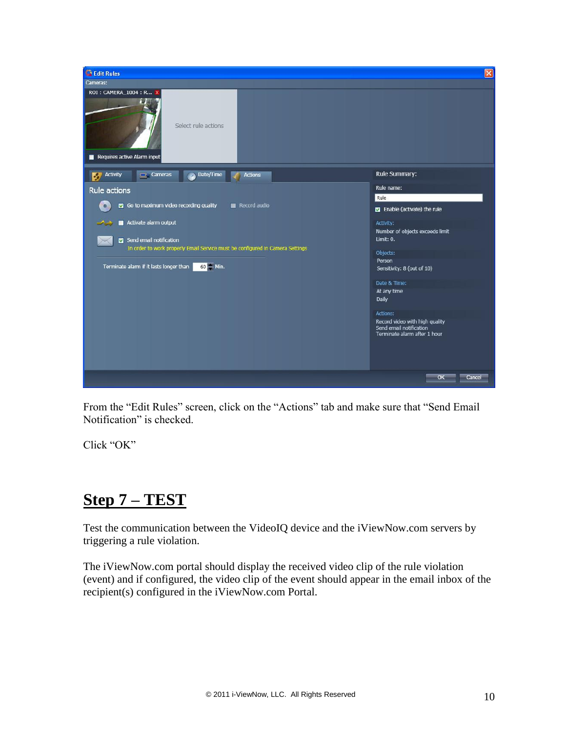From the "Edit Rules" screen, click on the "Actions" tab and make sure that "Send Email Notification" is checked.

Click "OK"

## Step 7 – TEST

Test the communication between the VideoIQ device and the iViewNow.com servers by triggering a rule violation.

The iViewNow.com portal should display the received video clip of the rule violation (event) and if configured, the video clip of the event should appear in the email inbox of the recipient(s) configured in the iViewNow.com Portal.

© 2011 i-ViewNow, LLC. All Rights Reserved